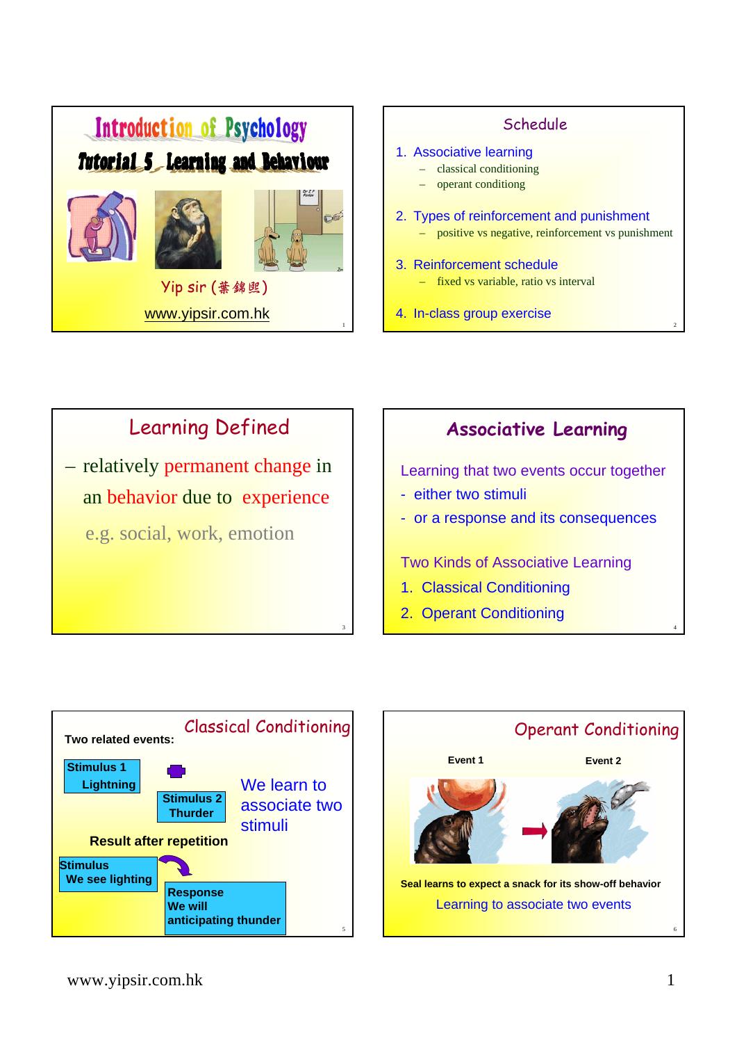# Introduction of Psychology

## Tutorial 5 Learning and Behaviour

Yip sir (葉錦煕)

www.yipsir.com.hk

## Schedule

1. Associative learning
   - classical conditioning
   - operant conditioning
2. Types of reinforcement and punishment
   - positive vs negative, reinforcement vs punishment
3. Reinforcement schedule
   - fixed vs variable, ratio vs interval
4. In-class group exercise

## Learning Defined

– relatively permanent change in an behavior due to experience

e.g. social, work, emotion

## Associative Learning

Learning that two events occur together

- either two stimuli
- or a response and its consequences

Two Kinds of Associative Learning

1. Classical Conditioning
2. Operant Conditioning

## Classical Conditioning

**Two related events:**

**Stimulus 1 Lightning**

**Stimulus 2 Thurder**

We learn to associate two stimuli

**Result after repetition**

**Stimulus We see lighting**

**Response We will anticipating thunder**

## Operant Conditioning

**Event 1** **Event 2**

**Seal learns to expect a snack for its show-off behavior**

Learning to associate two events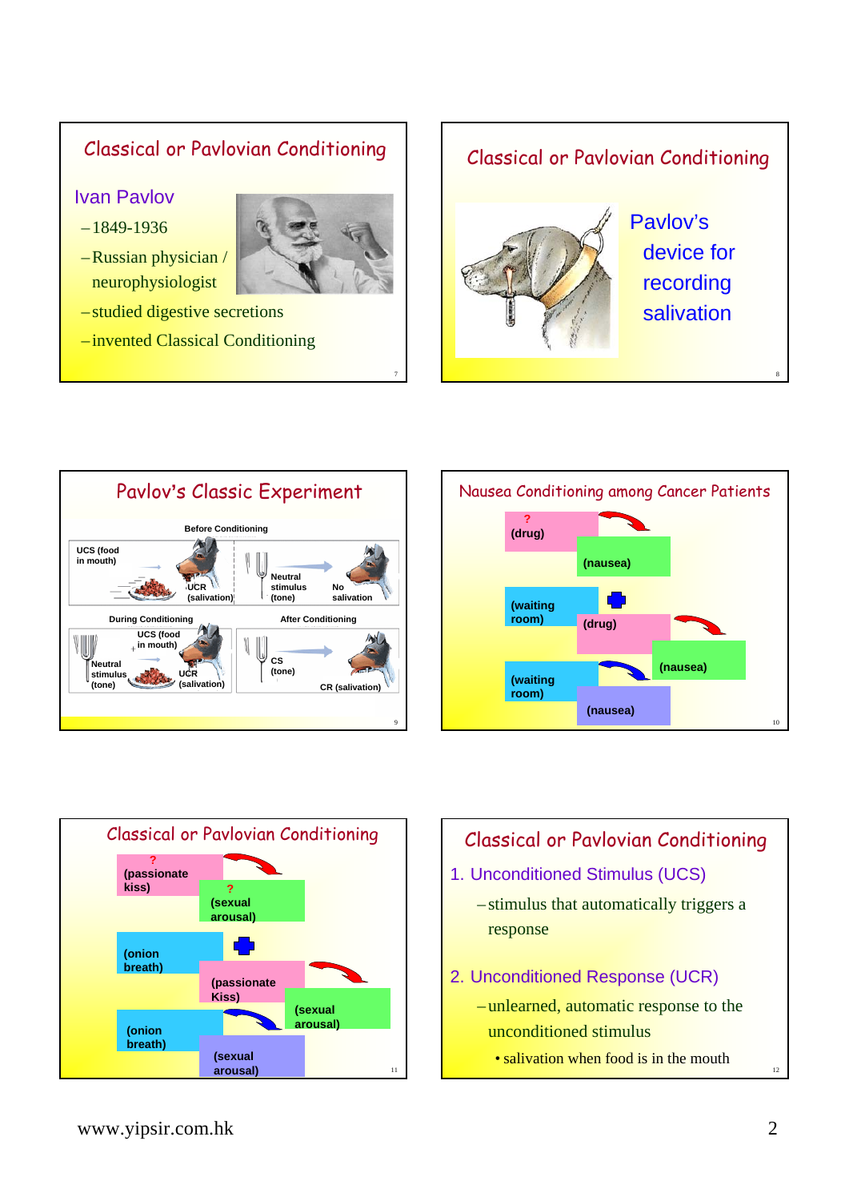## Classical or Pavlovian Conditioning

### Ivan Pavlov

- 1849-1936
- Russian physician / neurophysiologist
- studied digestive secretions
- invented Classical Conditioning

## Classical or Pavlovian Conditioning

Pavlov's device for recording salivation

## Pavlov's Classic Experiment

**Before Conditioning**

UCS (food in mouth) → UCR (salivation)

Neutral stimulus (tone) → No salivation

**During Conditioning**

Neutral stimulus (tone) + UCS (food in mouth) → UCR (salivation)

**After Conditioning**

CS (tone) → CR (salivation)

## Nausea Conditioning among Cancer Patients

? (drug) → (nausea)

(waiting room) + (drug) → (nausea)

(waiting room) → (nausea)

## Classical or Pavlovian Conditioning

? (passionate kiss) → ? (sexual arousal)

(onion breath) + (passionate Kiss) → (sexual arousal)

(onion breath) → (sexual arousal)

## Classical or Pavlovian Conditioning

1. Unconditioned Stimulus (UCS)
   - stimulus that automatically triggers a response
2. Unconditioned Response (UCR)
   - unlearned, automatic response to the unconditioned stimulus
     - salivation when food is in the mouth

www.yipsir.com.hk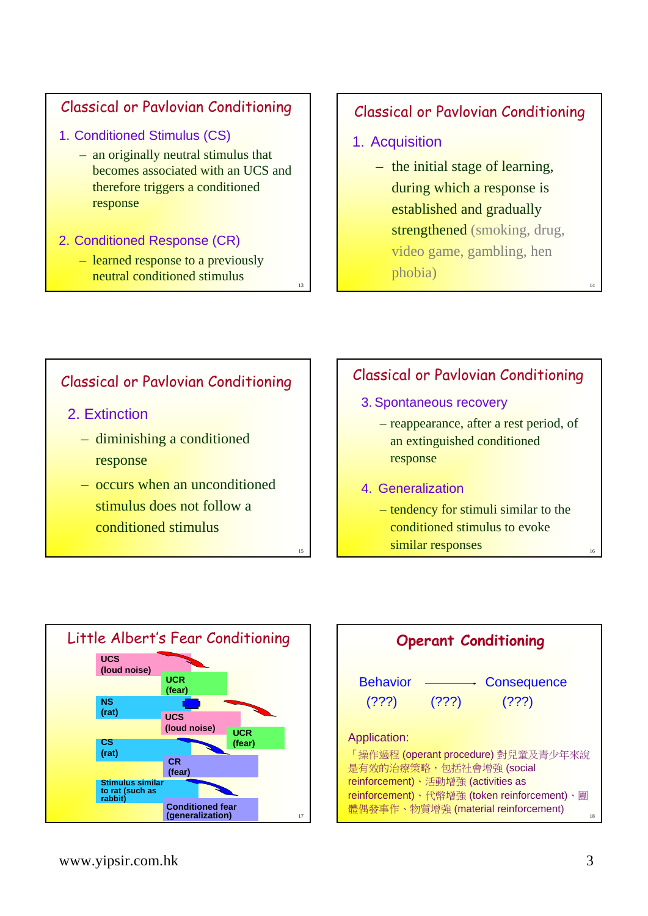## Classical or Pavlovian Conditioning

1. Conditioned Stimulus (CS)
   - an originally neutral stimulus that becomes associated with an UCS and therefore triggers a conditioned response
2. Conditioned Response (CR)
   - learned response to a previously neutral conditioned stimulus

## Classical or Pavlovian Conditioning

1. Acquisition
   - the initial stage of learning, during which a response is established and gradually strengthened (smoking, drug, video game, gambling, hen phobia)

## Classical or Pavlovian Conditioning

2. Extinction
   - diminishing a conditioned response
   - occurs when an unconditioned stimulus does not follow a conditioned stimulus

## Classical or Pavlovian Conditioning

3. Spontaneous recovery
   - reappearance, after a rest period, of an extinguished conditioned response
4. Generalization
   - tendency for stimuli similar to the conditioned stimulus to evoke similar responses

## Little Albert's Fear Conditioning

UCS (loud noise) → UCR (fear)

NS (rat) + UCS (loud noise) → UCR (fear)

CS (rat) → CR (fear)

Stimulus similar to rat (such as rabbit) → Conditioned fear (generalization)

## Operant Conditioning

Behavior ⟶ Consequence

(???) (???) (???)

Application:

「操作過程 (operant procedure) 對兒童及青少年來說是有效的治療策略，包括社會增強 (social reinforcement)、活動增強 (activities as reinforcement)、代幣增強 (token reinforcement)、團體偶發事作、物質增強 (material reinforcement)

www.yipsir.com.hk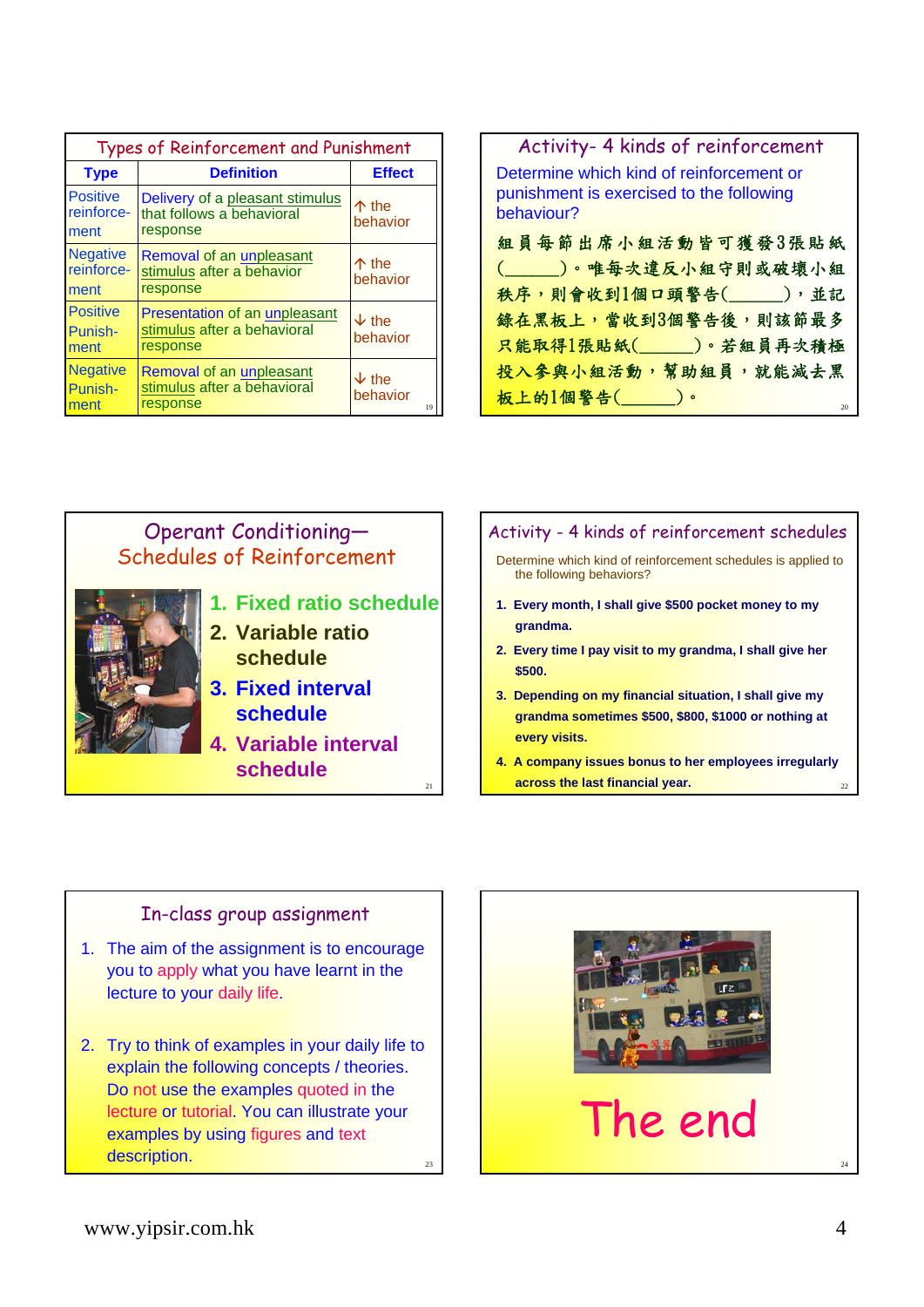## Types of Reinforcement and Punishment

| Type | Definition | Effect |
|---|---|---|
| Positive reinforcement | Delivery of a pleasant stimulus that follows a behavioral response | ↑ the behavior |
| Negative reinforcement | Removal of an unpleasant stimulus after a behavior response | ↑ the behavior |
| Positive Punishment | Presentation of an unpleasant stimulus after a behavioral response | ↓ the behavior |
| Negative Punishment | Removal of an unpleasant stimulus after a behavioral response | ↓ the behavior |

## Activity- 4 kinds of reinforcement

Determine which kind of reinforcement or punishment is exercised to the following behaviour?

組員每節出席小組活動皆可獲發3張貼紙(______)。唯每次違反小組守則或破壞小組秩序，則會收到1個口頭警告(______)，並記錄在黑板上，當收到3個警告後，則該節最多只能取得1張貼紙(______)。若組員再次積極投入參與小組活動，幫助組員，就能減去黑板上的1個警告(______)。

## Operant Conditioning— Schedules of Reinforcement

1. Fixed ratio schedule
2. Variable ratio schedule
3. Fixed interval schedule
4. Variable interval schedule

## Activity - 4 kinds of reinforcement schedules

Determine which kind of reinforcement schedules is applied to the following behaviors?

1. **Every month, I shall give $500 pocket money to my grandma.**
2. **Every time I pay visit to my grandma, I shall give her $500.**
3. **Depending on my financial situation, I shall give my grandma sometimes $500, $800, $1000 or nothing at every visits.**
4. **A company issues bonus to her employees irregularly across the last financial year.**

## In-class group assignment

1. The aim of the assignment is to encourage you to apply what you have learnt in the lecture to your daily life.
2. Try to think of examples in your daily life to explain the following concepts / theories. Do not use the examples quoted in the lecture or tutorial. You can illustrate your examples by using figures and text description.

## The end

www.yipsir.com.hk